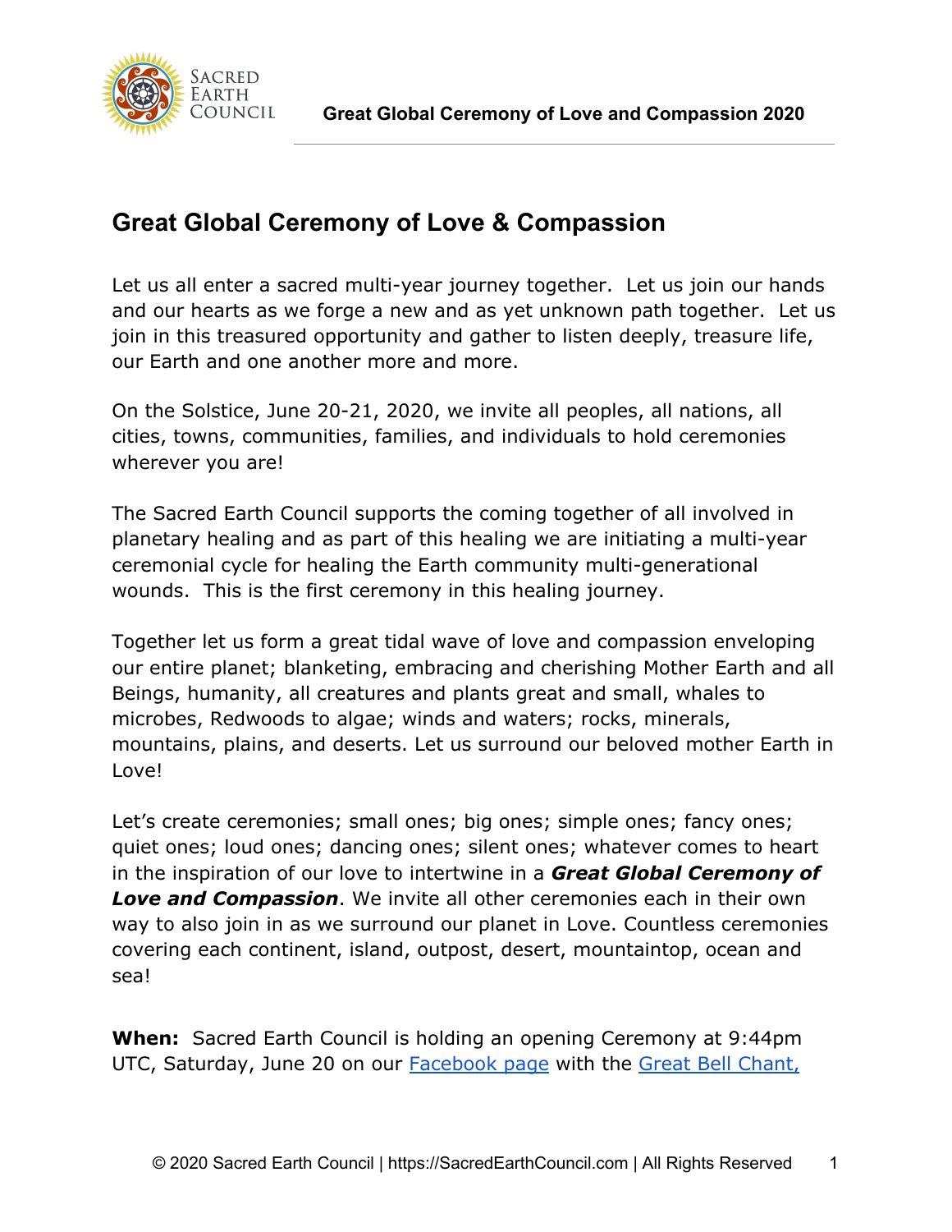# Great Global Ceremony of Love & Compassion

Let us all enter a sacred multi-year journey together. Let us join our hands and our hearts as we forge a new and as yet unknown path together. Let us join in this treasured opportunity and gather to listen deeply, treasure life, our Earth and one another more and more.

On the Solstice, June 20-21, 2020, we invite all peoples, all nations, all cities, towns, communities, families, and individuals to hold ceremonies wherever you are!

The Sacred Earth Council supports the coming together of all involved in planetary healing and as part of this healing we are initiating a multi-year ceremonial cycle for healing the Earth community multi-generational wounds. This is the first ceremony in this healing journey.

Together let us form a great tidal wave of love and compassion enveloping our entire planet; blanketing, embracing and cherishing Mother Earth and all Beings, humanity, all creatures and plants great and small, whales to microbes, Redwoods to algae; winds and waters; rocks, minerals, mountains, plains, and deserts. Let us surround our beloved mother Earth in Love!

Let's create ceremonies; small ones; big ones; simple ones; fancy ones; quiet ones; loud ones; dancing ones; silent ones; whatever comes to heart in the inspiration of our love to intertwine in a ***Great Global Ceremony of Love and Compassion***. We invite all other ceremonies each in their own way to also join in as we surround our planet in Love. Countless ceremonies covering each continent, island, outpost, desert, mountaintop, ocean and sea!

**When:** Sacred Earth Council is holding an opening Ceremony at 9:44pm UTC, Saturday, June 20 on our Facebook page with the Great Bell Chant,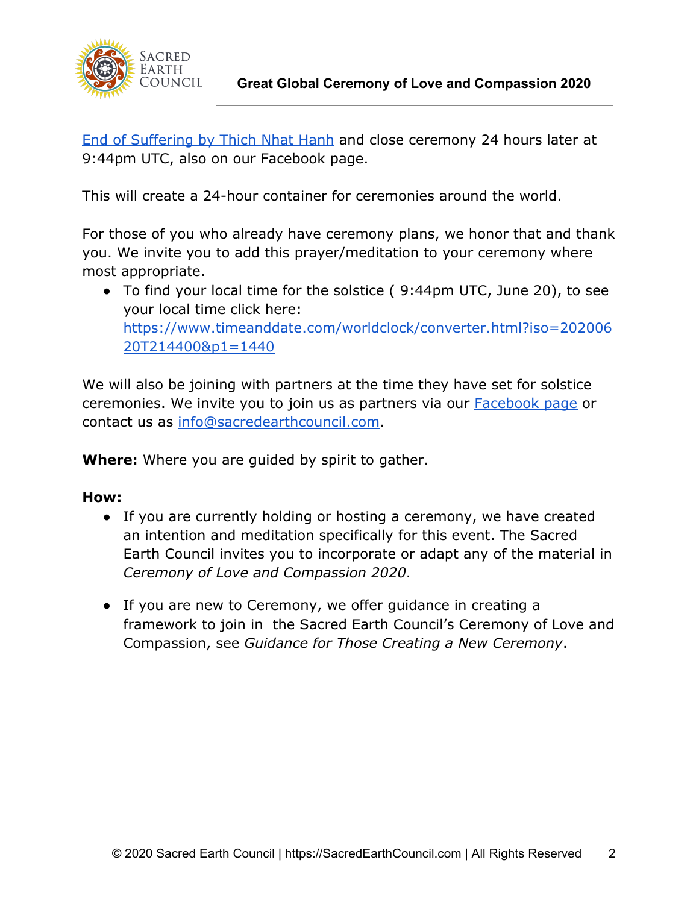End of Suffering by Thich Nhat Hanh and close ceremony 24 hours later at 9:44pm UTC, also on our Facebook page.

This will create a 24-hour container for ceremonies around the world.

For those of you who already have ceremony plans, we honor that and thank you. We invite you to add this prayer/meditation to your ceremony where most appropriate.

- To find your local time for the solstice ( 9:44pm UTC, June 20), to see your local time click here: https://www.timeanddate.com/worldclock/converter.html?iso=20200620T214400&p1=1440

We will also be joining with partners at the time they have set for solstice ceremonies. We invite you to join us as partners via our Facebook page or contact us as info@sacredearthcouncil.com.

**Where:** Where you are guided by spirit to gather.

**How:**

- If you are currently holding or hosting a ceremony, we have created an intention and meditation specifically for this event. The Sacred Earth Council invites you to incorporate or adapt any of the material in *Ceremony of Love and Compassion 2020*.

- If you are new to Ceremony, we offer guidance in creating a framework to join in the Sacred Earth Council's Ceremony of Love and Compassion, see *Guidance for Those Creating a New Ceremony*.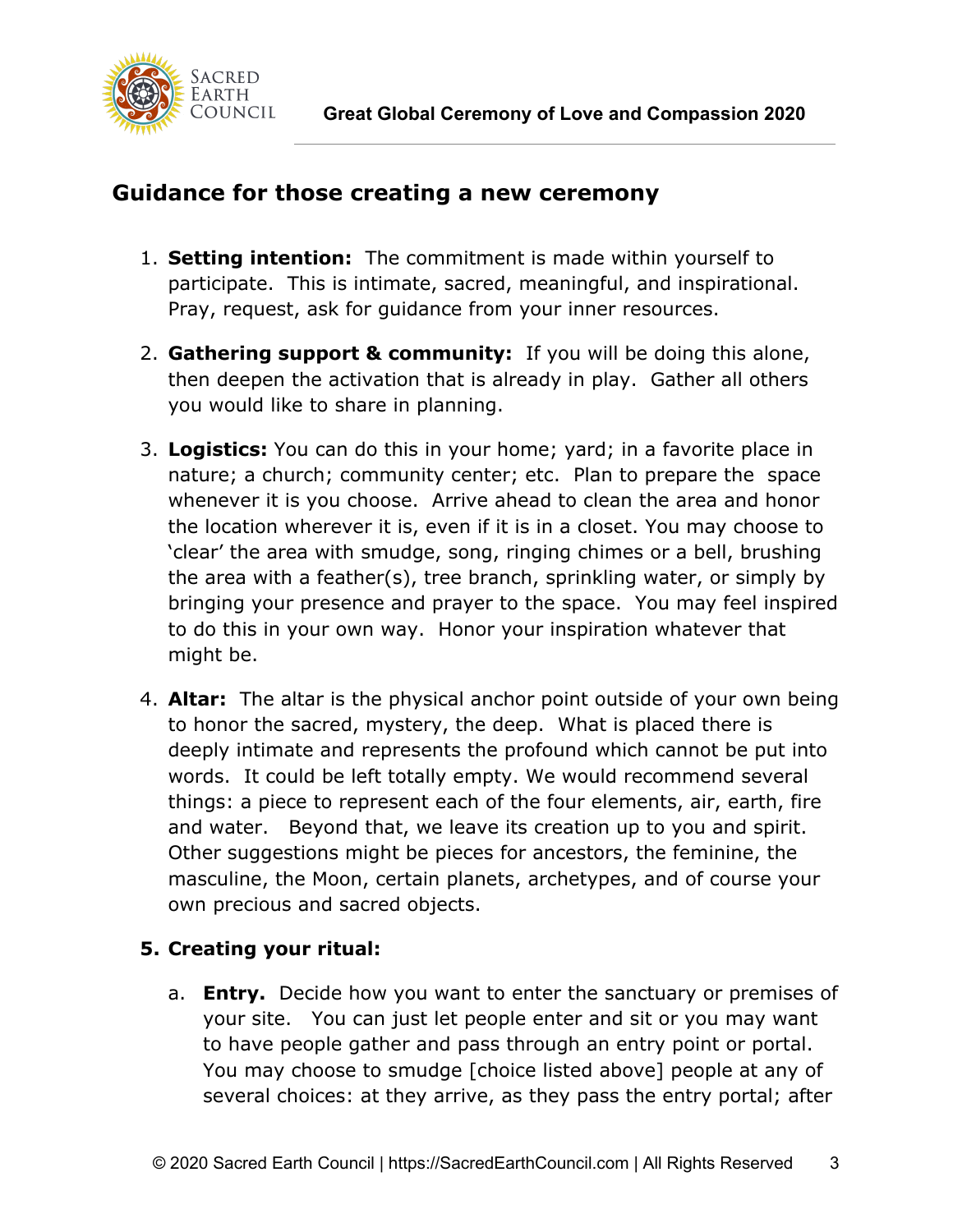## Guidance for those creating a new ceremony

1. **Setting intention:** The commitment is made within yourself to participate. This is intimate, sacred, meaningful, and inspirational. Pray, request, ask for guidance from your inner resources.

2. **Gathering support & community:** If you will be doing this alone, then deepen the activation that is already in play. Gather all others you would like to share in planning.

3. **Logistics:** You can do this in your home; yard; in a favorite place in nature; a church; community center; etc. Plan to prepare the space whenever it is you choose. Arrive ahead to clean the area and honor the location wherever it is, even if it is in a closet. You may choose to 'clear' the area with smudge, song, ringing chimes or a bell, brushing the area with a feather(s), tree branch, sprinkling water, or simply by bringing your presence and prayer to the space. You may feel inspired to do this in your own way. Honor your inspiration whatever that might be.

4. **Altar:** The altar is the physical anchor point outside of your own being to honor the sacred, mystery, the deep. What is placed there is deeply intimate and represents the profound which cannot be put into words. It could be left totally empty. We would recommend several things: a piece to represent each of the four elements, air, earth, fire and water. Beyond that, we leave its creation up to you and spirit. Other suggestions might be pieces for ancestors, the feminine, the masculine, the Moon, certain planets, archetypes, and of course your own precious and sacred objects.

5. **Creating your ritual:**

   a. **Entry.** Decide how you want to enter the sanctuary or premises of your site. You can just let people enter and sit or you may want to have people gather and pass through an entry point or portal. You may choose to smudge [choice listed above] people at any of several choices: at they arrive, as they pass the entry portal; after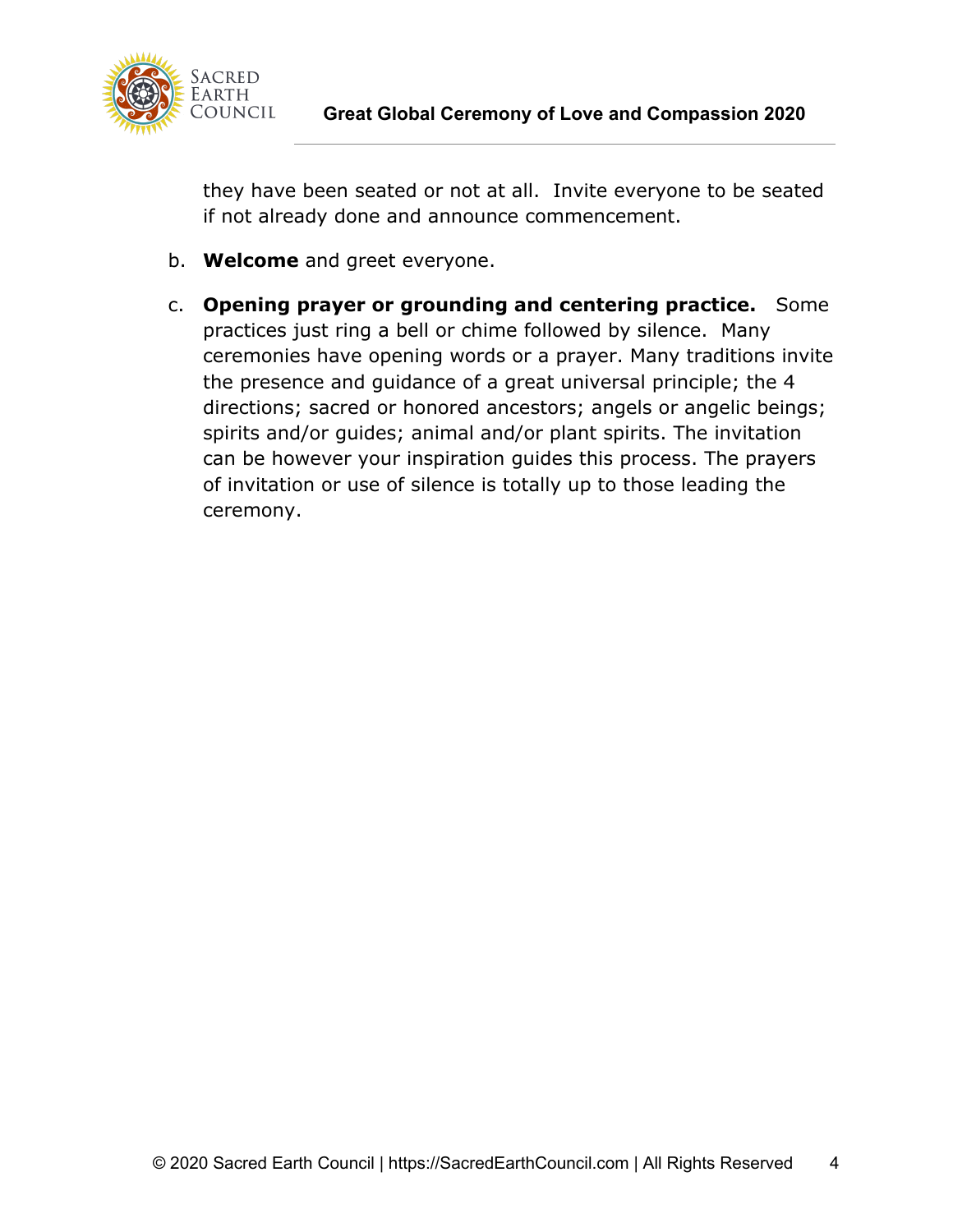they have been seated or not at all. Invite everyone to be seated if not already done and announce commencement.

b. **Welcome** and greet everyone.

c. **Opening prayer or grounding and centering practice.** Some practices just ring a bell or chime followed by silence. Many ceremonies have opening words or a prayer. Many traditions invite the presence and guidance of a great universal principle; the 4 directions; sacred or honored ancestors; angels or angelic beings; spirits and/or guides; animal and/or plant spirits. The invitation can be however your inspiration guides this process. The prayers of invitation or use of silence is totally up to those leading the ceremony.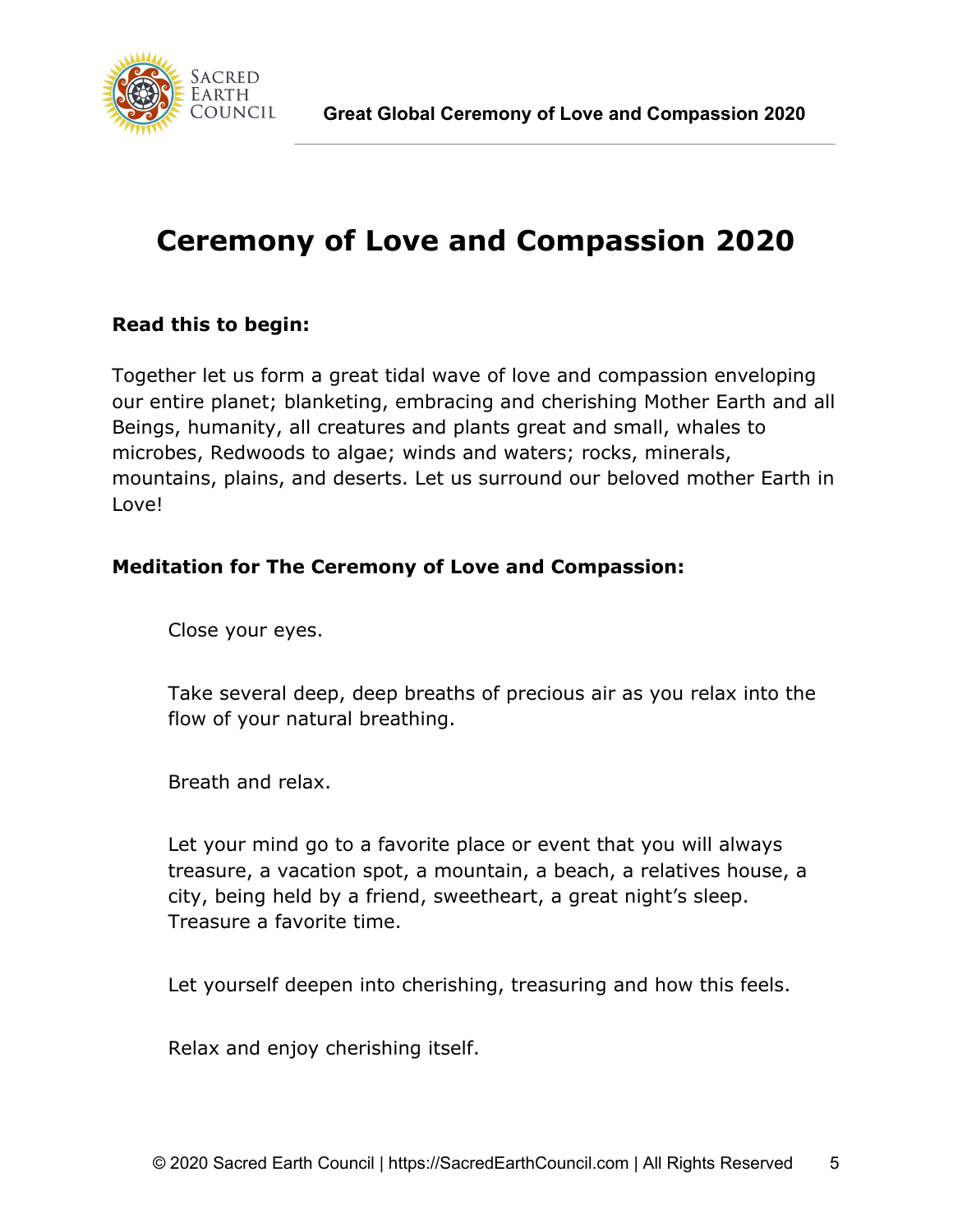# Ceremony of Love and Compassion 2020

**Read this to begin:**

Together let us form a great tidal wave of love and compassion enveloping our entire planet; blanketing, embracing and cherishing Mother Earth and all Beings, humanity, all creatures and plants great and small, whales to microbes, Redwoods to algae; winds and waters; rocks, minerals, mountains, plains, and deserts. Let us surround our beloved mother Earth in Love!

**Meditation for The Ceremony of Love and Compassion:**

Close your eyes.

Take several deep, deep breaths of precious air as you relax into the flow of your natural breathing.

Breath and relax.

Let your mind go to a favorite place or event that you will always treasure, a vacation spot, a mountain, a beach, a relatives house, a city, being held by a friend, sweetheart, a great night's sleep. Treasure a favorite time.

Let yourself deepen into cherishing, treasuring and how this feels.

Relax and enjoy cherishing itself.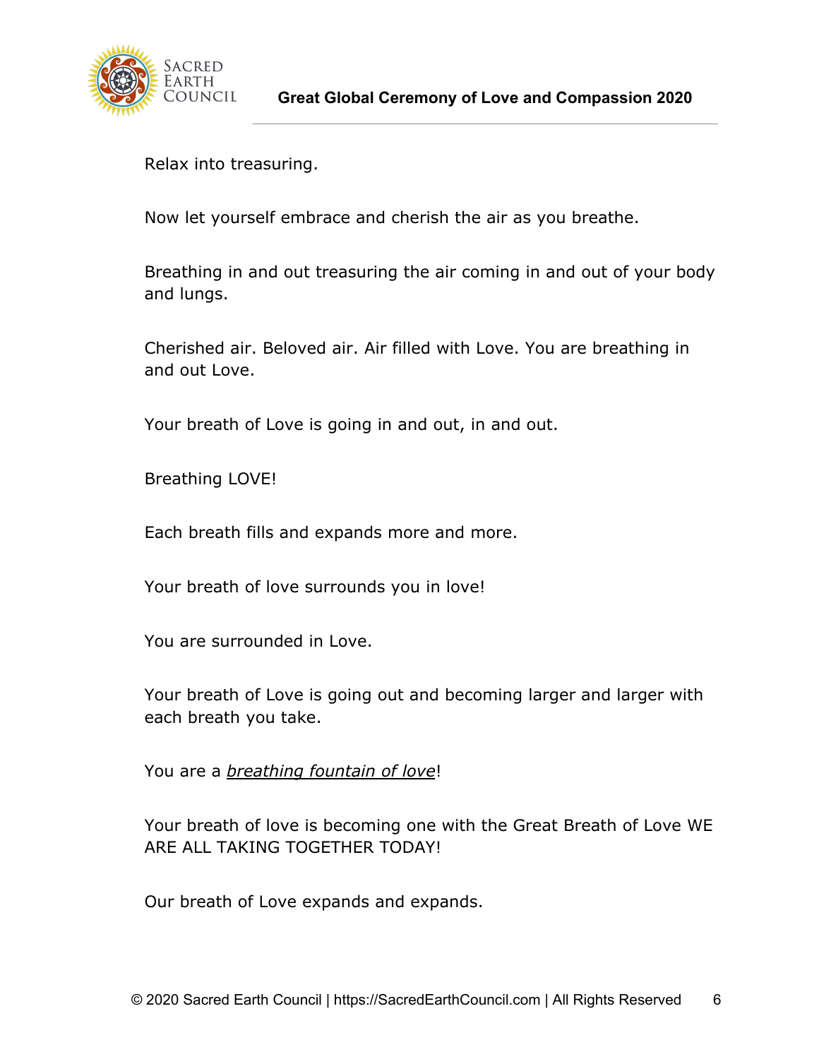Relax into treasuring.

Now let yourself embrace and cherish the air as you breathe.

Breathing in and out treasuring the air coming in and out of your body and lungs.

Cherished air. Beloved air. Air filled with Love. You are breathing in and out Love.

Your breath of Love is going in and out, in and out.

Breathing LOVE!

Each breath fills and expands more and more.

Your breath of love surrounds you in love!

You are surrounded in Love.

Your breath of Love is going out and becoming larger and larger with each breath you take.

You are a <u>*breathing fountain of love*</u>!

Your breath of love is becoming one with the Great Breath of Love WE ARE ALL TAKING TOGETHER TODAY!

Our breath of Love expands and expands.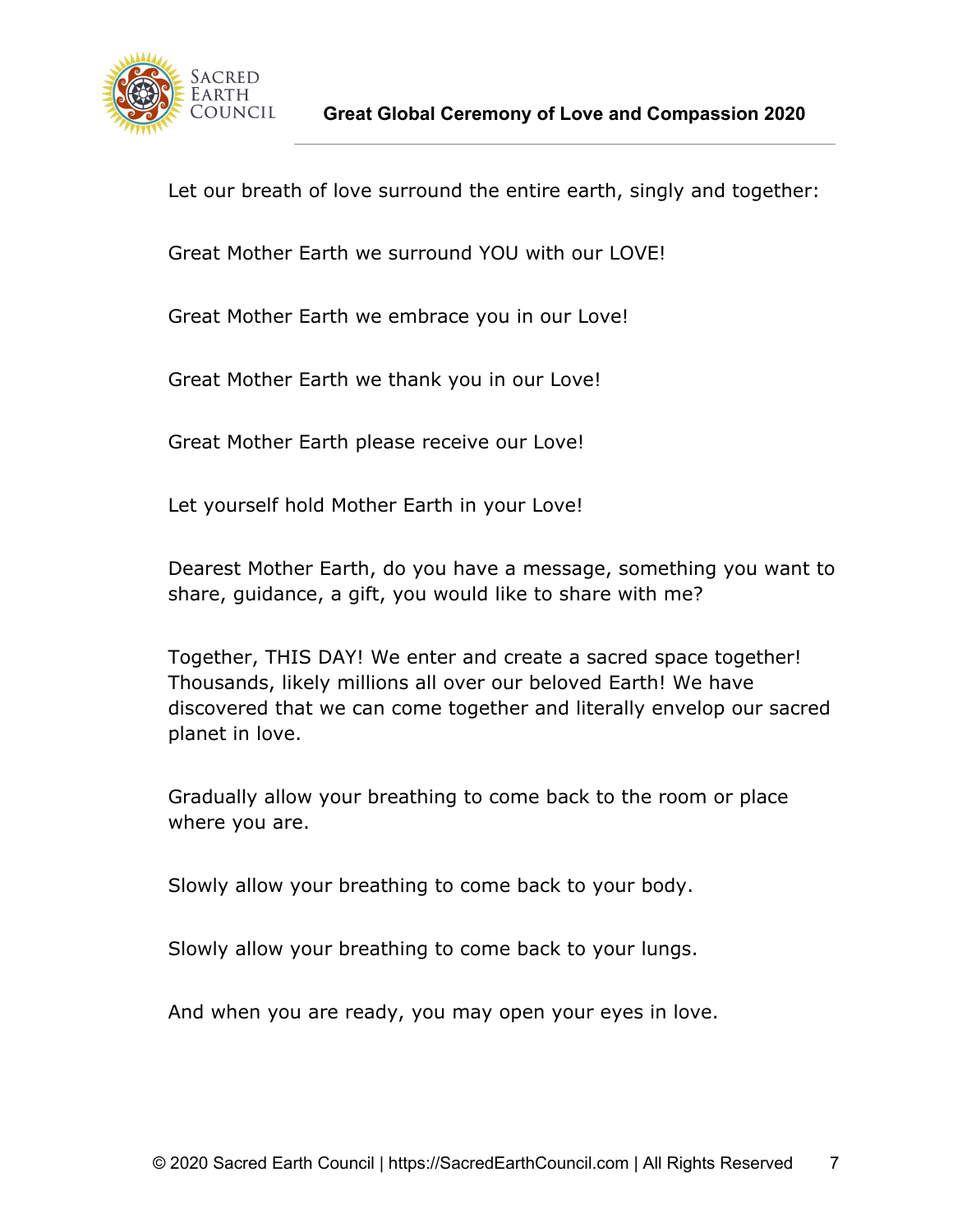Let our breath of love surround the entire earth, singly and together:

Great Mother Earth we surround YOU with our LOVE!

Great Mother Earth we embrace you in our Love!

Great Mother Earth we thank you in our Love!

Great Mother Earth please receive our Love!

Let yourself hold Mother Earth in your Love!

Dearest Mother Earth, do you have a message, something you want to share, guidance, a gift, you would like to share with me?

Together, THIS DAY! We enter and create a sacred space together! Thousands, likely millions all over our beloved Earth! We have discovered that we can come together and literally envelop our sacred planet in love.

Gradually allow your breathing to come back to the room or place where you are.

Slowly allow your breathing to come back to your body.

Slowly allow your breathing to come back to your lungs.

And when you are ready, you may open your eyes in love.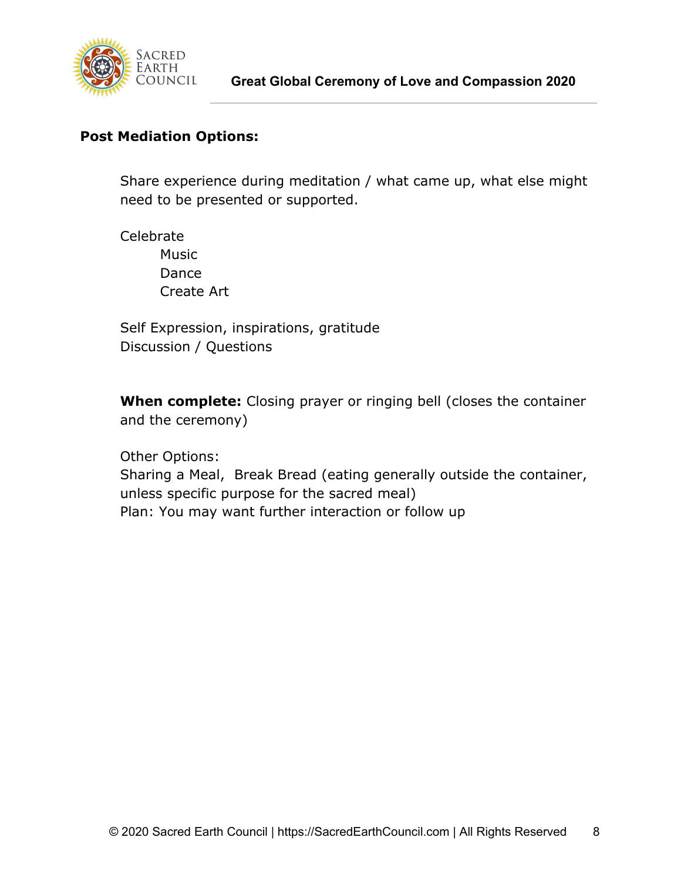**Post Mediation Options:**

Share experience during meditation / what came up, what else might need to be presented or supported.

Celebrate
- Music
- Dance
- Create Art

Self Expression, inspirations, gratitude
Discussion / Questions

**When complete:** Closing prayer or ringing bell (closes the container and the ceremony)

Other Options:
Sharing a Meal, Break Bread (eating generally outside the container, unless specific purpose for the sacred meal)
Plan: You may want further interaction or follow up